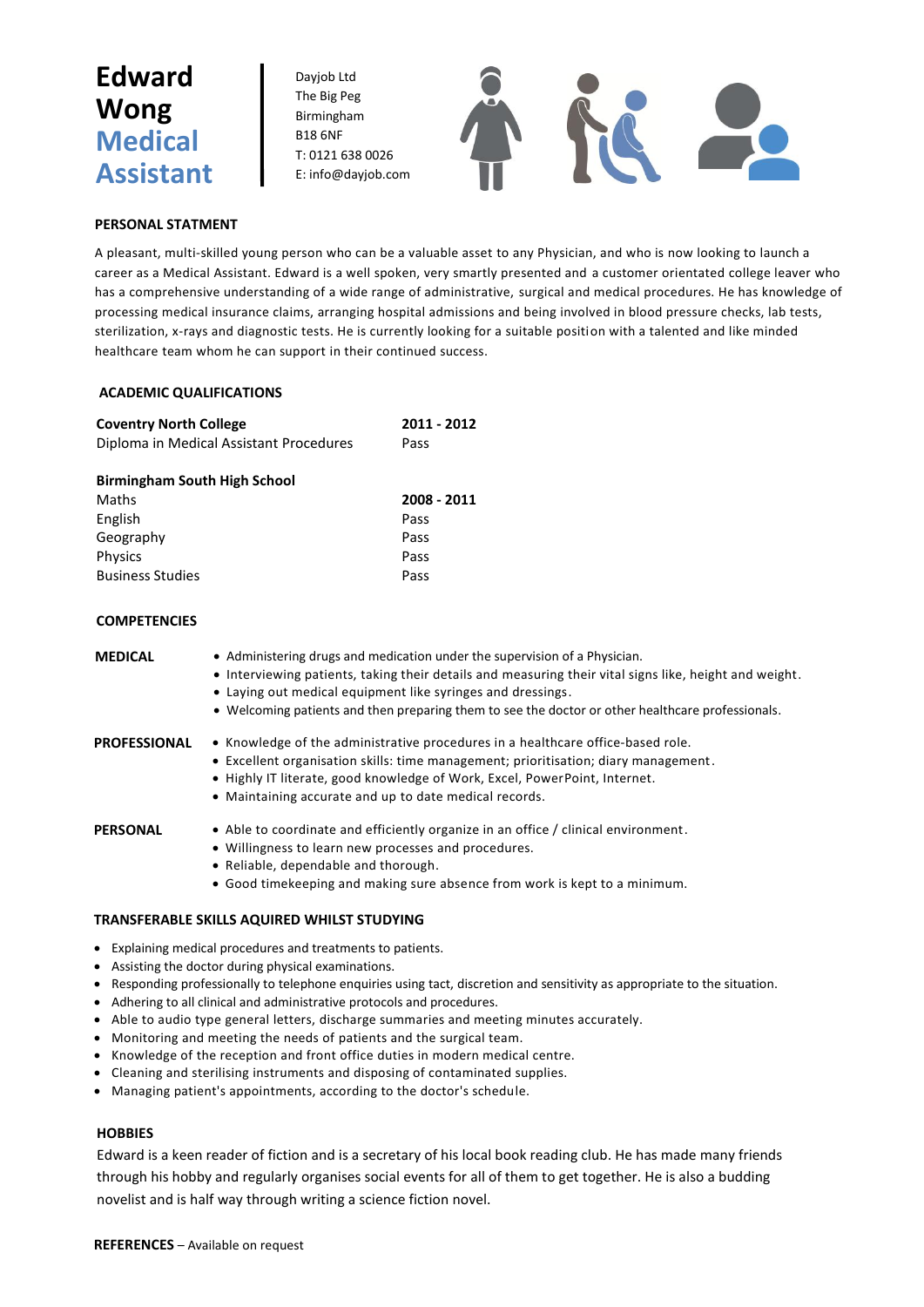# Edward Wong Medical Assistant

Dayjob Ltd
The Big Peg
Birmingham
B18 6NF
T: 0121 638 0026
E: info@dayjob.com

## PERSONAL STATMENT

A pleasant, multi-skilled young person who can be a valuable asset to any Physician, and who is now looking to launch a career as a Medical Assistant. Edward is a well spoken, very smartly presented and a customer orientated college leaver who has a comprehensive understanding of a wide range of administrative, surgical and medical procedures. He has knowledge of processing medical insurance claims, arranging hospital admissions and being involved in blood pressure checks, lab tests, sterilization, x-rays and diagnostic tests. He is currently looking for a suitable position with a talented and like minded healthcare team whom he can support in their continued success.

## ACADEMIC QUALIFICATIONS

| **Coventry North College** | **2011 - 2012** |
|---|---|
| Diploma in Medical Assistant Procedures | Pass |

| **Birmingham South High School** | |
|---|---|
| Maths | **2008 - 2011** |
| English | Pass |
| Geography | Pass |
| Physics | Pass |
| Business Studies | Pass |

## COMPETENCIES

**MEDICAL**

- Administering drugs and medication under the supervision of a Physician.
- Interviewing patients, taking their details and measuring their vital signs like, height and weight.
- Laying out medical equipment like syringes and dressings.
- Welcoming patients and then preparing them to see the doctor or other healthcare professionals.

**PROFESSIONAL**

- Knowledge of the administrative procedures in a healthcare office-based role.
- Excellent organisation skills: time management; prioritisation; diary management.
- Highly IT literate, good knowledge of Work, Excel, PowerPoint, Internet.
- Maintaining accurate and up to date medical records.

**PERSONAL**

- Able to coordinate and efficiently organize in an office / clinical environment.
- Willingness to learn new processes and procedures.
- Reliable, dependable and thorough.
- Good timekeeping and making sure absence from work is kept to a minimum.

## TRANSFERABLE SKILLS AQUIRED WHILST STUDYING

- Explaining medical procedures and treatments to patients.
- Assisting the doctor during physical examinations.
- Responding professionally to telephone enquiries using tact, discretion and sensitivity as appropriate to the situation.
- Adhering to all clinical and administrative protocols and procedures.
- Able to audio type general letters, discharge summaries and meeting minutes accurately.
- Monitoring and meeting the needs of patients and the surgical team.
- Knowledge of the reception and front office duties in modern medical centre.
- Cleaning and sterilising instruments and disposing of contaminated supplies.
- Managing patient's appointments, according to the doctor's schedule.

## HOBBIES

Edward is a keen reader of fiction and is a secretary of his local book reading club. He has made many friends through his hobby and regularly organises social events for all of them to get together. He is also a budding novelist and is half way through writing a science fiction novel.

**REFERENCES** – Available on request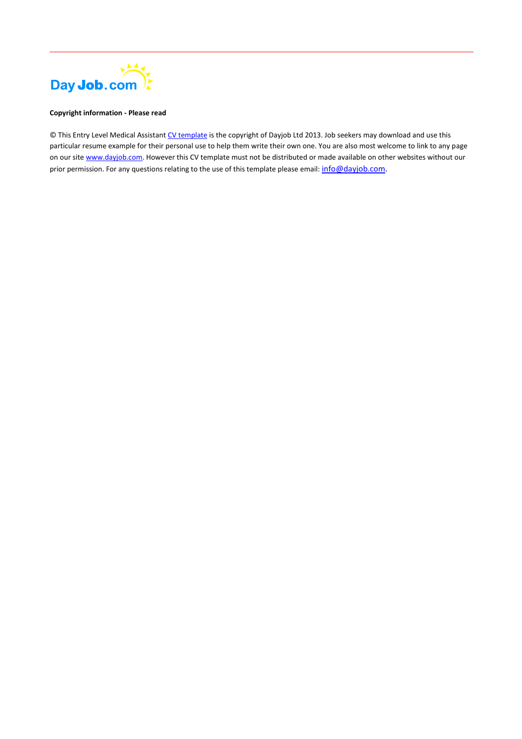**Copyright information - Please read**

© This Entry Level Medical Assistant [CV template](https://www.dayjob.com) is the copyright of Dayjob Ltd 2013. Job seekers may download and use this particular resume example for their personal use to help them write their own one. You are also most welcome to link to any page on our site [www.dayjob.com](http://www.dayjob.com). However this CV template must not be distributed or made available on other websites without our prior permission. For any questions relating to the use of this template please email: [info@dayjob.com](mailto:info@dayjob.com).